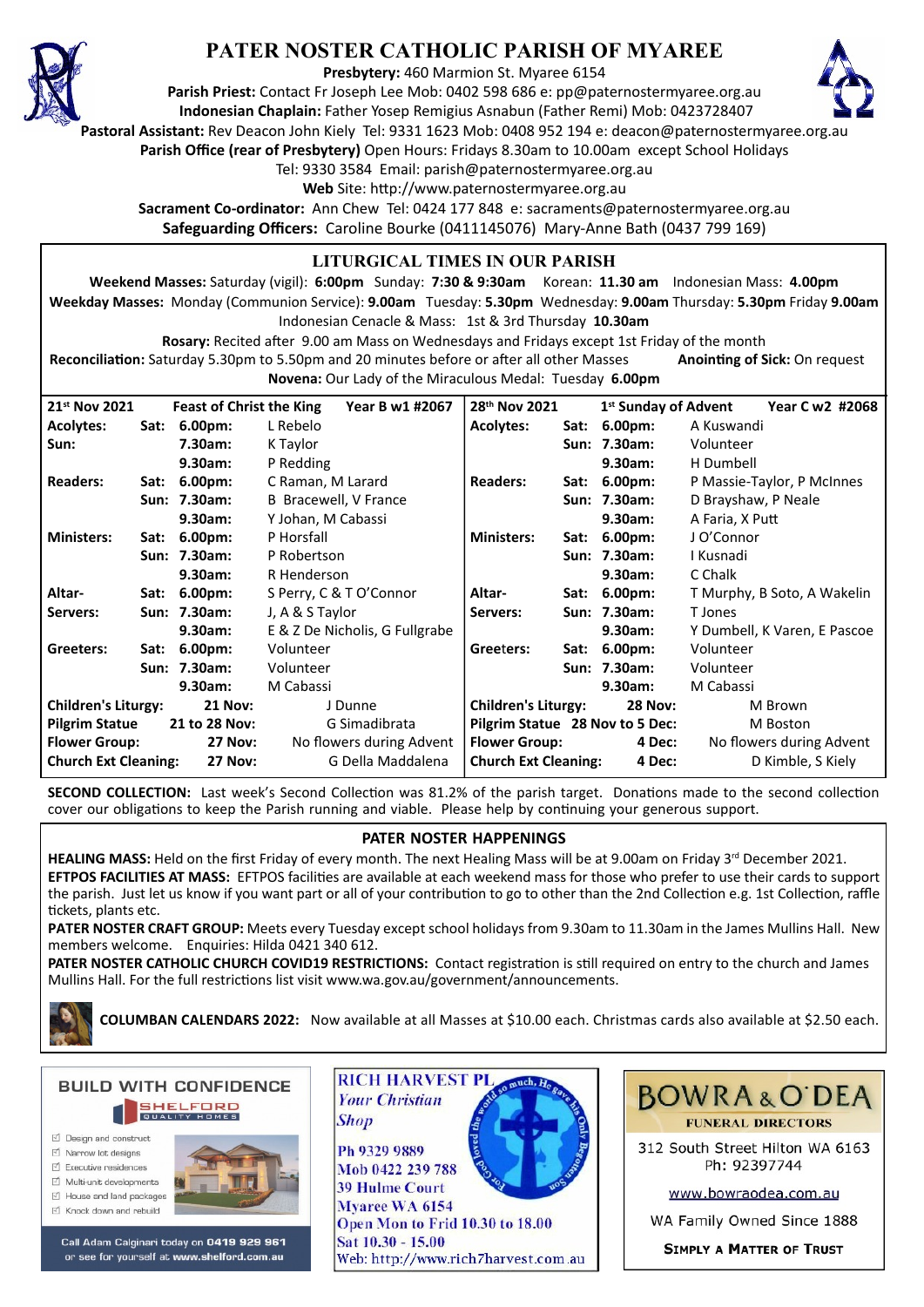# PATER NOSTER CATHOLIC PARISH OF MYAREE

**Presbytery:** 460 Marmion St. Myaree 6154
**Parish Priest:** Contact Fr Joseph Lee Mob: 0402 598 686 e: pp@paternostermyaree.org.au
**Indonesian Chaplain:** Father Yosep Remigius Asnabun (Father Remi) Mob: 0423728407
**Pastoral Assistant:** Rev Deacon John Kiely Tel: 9331 1623 Mob: 0408 952 194 e: deacon@paternostermyaree.org.au
**Parish Office (rear of Presbytery)** Open Hours: Fridays 8.30am to 10.00am except School Holidays
Tel: 9330 3584 Email: parish@paternostermyaree.org.au
**Web** Site: http://www.paternostermyaree.org.au
**Sacrament Co-ordinator:** Ann Chew Tel: 0424 177 848 e: sacraments@paternostermyaree.org.au
**Safeguarding Officers:** Caroline Bourke (0411145076) Mary-Anne Bath (0437 799 169)

## LITURGICAL TIMES IN OUR PARISH

**Weekend Masses:** Saturday (vigil): **6:00pm** Sunday: **7:30 & 9:30am** Korean: **11.30 am** Indonesian Mass: **4.00pm**
**Weekday Masses:** Monday (Communion Service): **9.00am** Tuesday: **5.30pm** Wednesday: **9.00am** Thursday: **5.30pm** Friday **9.00am**
Indonesian Cenacle & Mass: 1st & 3rd Thursday **10.30am**
**Rosary:** Recited after 9.00 am Mass on Wednesdays and Fridays except 1st Friday of the month
**Reconciliation:** Saturday 5.30pm to 5.50pm and 20 minutes before or after all other Masses **Anointing of Sick:** On request
**Novena:** Our Lady of the Miraculous Medal: Tuesday **6.00pm**

| 21st Nov 2021 | Feast of Christ the King | Year B w1 #2067 |
|---|---|---|
| **Acolytes:** | Sat: 6.00pm: | L Rebelo |
| **Sun:** | 7.30am: | K Taylor |
| | 9.30am: | P Redding |
| **Readers:** | Sat: 6.00pm: | C Raman, M Larard |
| | Sun: 7.30am: | B Bracewell, V France |
| | 9.30am: | Y Johan, M Cabassi |
| **Ministers:** | Sat: 6.00pm: | P Horsfall |
| | Sun: 7.30am: | P Robertson |
| | 9.30am: | R Henderson |
| **Altar-Servers:** | Sat: 6.00pm: | S Perry, C & T O'Connor |
| | Sun: 7.30am: | J, A & S Taylor |
| | 9.30am: | E & Z De Nicholis, G Fullgrabe |
| **Greeters:** | Sat: 6.00pm: | Volunteer |
| | Sun: 7.30am: | Volunteer |
| | 9.30am: | M Cabassi |
| **Children's Liturgy:** | 21 Nov: | J Dunne |
| **Pilgrim Statue** | 21 to 28 Nov: | G Simadibrata |
| **Flower Group:** | 27 Nov: | No flowers during Advent |
| **Church Ext Cleaning:** | 27 Nov: | G Della Maddalena |

| 28th Nov 2021 | 1st Sunday of Advent | Year C w2 #2068 |
|---|---|---|
| **Acolytes:** | Sat: 6.00pm: | A Kuswandi |
| | Sun: 7.30am: | Volunteer |
| | 9.30am: | H Dumbell |
| **Readers:** | Sat: 6.00pm: | P Massie-Taylor, P McInnes |
| | Sun: 7.30am: | D Brayshaw, P Neale |
| | 9.30am: | A Faria, X Putt |
| **Ministers:** | Sat: 6.00pm: | J O'Connor |
| | Sun: 7.30am: | I Kusnadi |
| | 9.30am: | C Chalk |
| **Altar-Servers:** | Sat: 6.00pm: | T Murphy, B Soto, A Wakelin |
| | Sun: 7.30am: | T Jones |
| | 9.30am: | Y Dumbell, K Varen, E Pascoe |
| **Greeters:** | Sat: 6.00pm: | Volunteer |
| | Sun: 7.30am: | Volunteer |
| | 9.30am: | M Cabassi |
| **Children's Liturgy:** | 28 Nov: | M Brown |
| **Pilgrim Statue** | 28 Nov to 5 Dec: | M Boston |
| **Flower Group:** | 4 Dec: | No flowers during Advent |
| **Church Ext Cleaning:** | 4 Dec: | D Kimble, S Kiely |

**SECOND COLLECTION:** Last week's Second Collection was 81.2% of the parish target. Donations made to the second collection cover our obligations to keep the Parish running and viable. Please help by continuing your generous support.

## PATER NOSTER HAPPENINGS

**HEALING MASS:** Held on the first Friday of every month. The next Healing Mass will be at 9.00am on Friday 3rd December 2021.

**EFTPOS FACILITIES AT MASS:** EFTPOS facilities are available at each weekend mass for those who prefer to use their cards to support the parish. Just let us know if you want part or all of your contribution to go to other than the 2nd Collection e.g. 1st Collection, raffle tickets, plants etc.

**PATER NOSTER CRAFT GROUP:** Meets every Tuesday except school holidays from 9.30am to 11.30am in the James Mullins Hall. New members welcome. Enquiries: Hilda 0421 340 612.

**PATER NOSTER CATHOLIC CHURCH COVID19 RESTRICTIONS:** Contact registration is still required on entry to the church and James Mullins Hall. For the full restrictions list visit www.wa.gov.au/government/announcements.

**COLUMBAN CALENDARS 2022:** Now available at all Masses at $10.00 each. Christmas cards also available at $2.50 each.

**BUILD WITH CONFIDENCE** — SHELFORD QUALITY HOMES
- Design and construct
- Narrow lot designs
- Executive residences
- Multi-unit developments
- House and land packages
- Knock down and rebuild

Call Adam Calginari today on 0419 929 961 or see for yourself at www.shelford.com.au

**RICH HARVEST PL** — *Your Christian Shop*
Ph 9329 9889
Mob 0422 239 788
39 Hulme Court
Myaree WA 6154
Open Mon to Frid 10.30 to 18.00
Sat 10.30 - 15.00
Web: http://www.rich7harvest.com.au

**BOWRA & O'DEA** — FUNERAL DIRECTORS
312 South Street Hilton WA 6163
Ph: 92397744
www.bowraodea.com.au
WA Family Owned Since 1888
SIMPLY A MATTER OF TRUST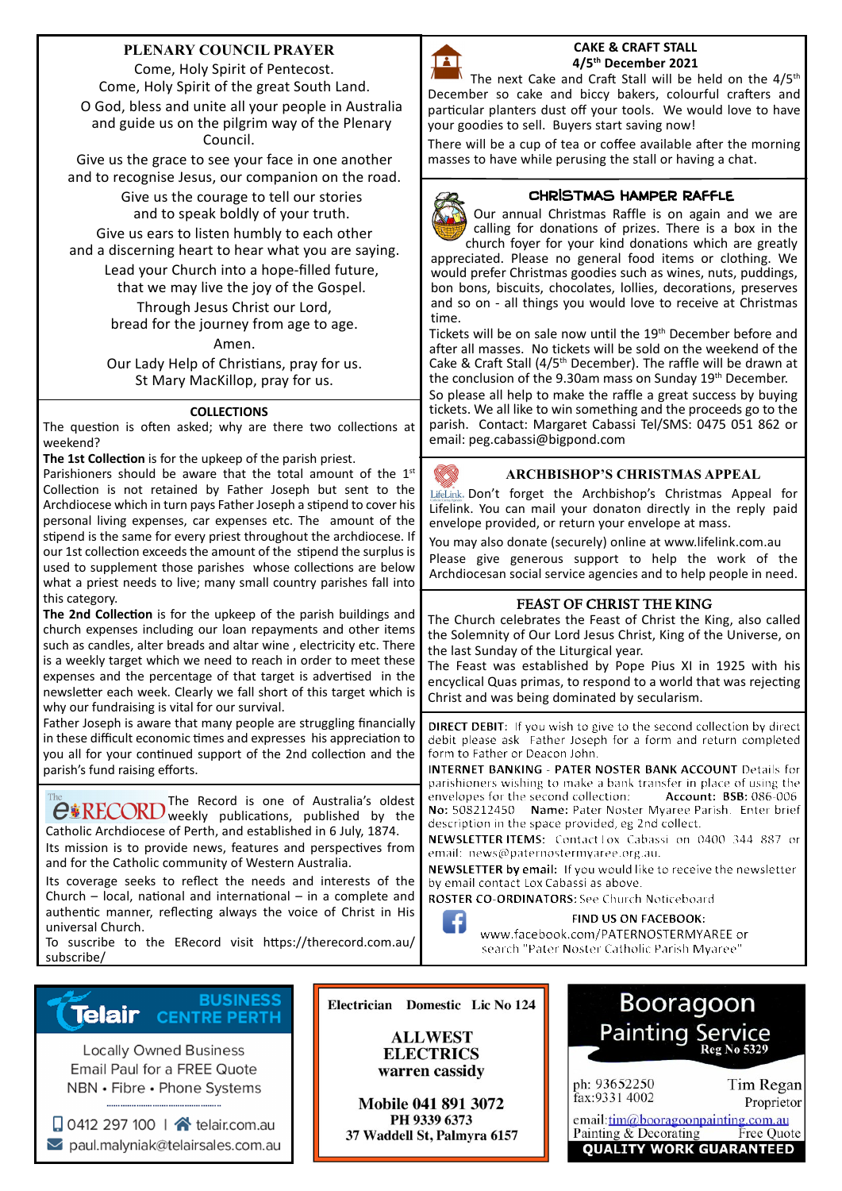## PLENARY COUNCIL PRAYER

Come, Holy Spirit of Pentecost.
Come, Holy Spirit of the great South Land.
O God, bless and unite all your people in Australia and guide us on the pilgrim way of the Plenary Council.
Give us the grace to see your face in one another and to recognise Jesus, our companion on the road.
Give us the courage to tell our stories and to speak boldly of your truth.
Give us ears to listen humbly to each other and a discerning heart to hear what you are saying.
Lead your Church into a hope-filled future, that we may live the joy of the Gospel.
Through Jesus Christ our Lord, bread for the journey from age to age.
Amen.
Our Lady Help of Christians, pray for us.
St Mary MacKillop, pray for us.

## COLLECTIONS

The question is often asked; why are there two collections at weekend?

**The 1st Collection** is for the upkeep of the parish priest. Parishioners should be aware that the total amount of the 1st Collection is not retained by Father Joseph but sent to the Archdiocese which in turn pays Father Joseph a stipend to cover his personal living expenses, car expenses etc. The amount of the stipend is the same for every priest throughout the archdiocese. If our 1st collection exceeds the amount of the stipend the surplus is used to supplement those parishes whose collections are below what a priest needs to live; many small country parishes fall into this category.

**The 2nd Collection** is for the upkeep of the parish buildings and church expenses including our loan repayments and other items such as candles, alter breads and altar wine , electricity etc. There is a weekly target which we need to reach in order to meet these expenses and the percentage of that target is advertised in the newsletter each week. Clearly we fall short of this target which is why our fundraising is vital for our survival.

Father Joseph is aware that many people are struggling financially in these difficult economic times and expresses his appreciation to you all for your continued support of the 2nd collection and the parish's fund raising efforts.

The eRECORD

The Record is one of Australia's oldest weekly publications, published by the Catholic Archdiocese of Perth, and established in 6 July, 1874.

Its mission is to provide news, features and perspectives from and for the Catholic community of Western Australia.

Its coverage seeks to reflect the needs and interests of the Church – local, national and international – in a complete and authentic manner, reflecting always the voice of Christ in His universal Church.

To suscribe to the ERecord visit https://therecord.com.au/subscribe/

## CAKE & CRAFT STALL
## 4/5th December 2021

The next Cake and Craft Stall will be held on the 4/5th December so cake and biccy bakers, colourful crafters and particular planters dust off your tools. We would love to have your goodies to sell. Buyers start saving now!

There will be a cup of tea or coffee available after the morning masses to have while perusing the stall or having a chat.

## CHRISTMAS HAMPER RAFFLE

Our annual Christmas Raffle is on again and we are calling for donations of prizes. There is a box in the church foyer for your kind donations which are greatly appreciated. Please no general food items or clothing. We would prefer Christmas goodies such as wines, nuts, puddings, bon bons, biscuits, chocolates, lollies, decorations, preserves and so on - all things you would love to receive at Christmas time.

Tickets will be on sale now until the 19th December before and after all masses. No tickets will be sold on the weekend of the Cake & Craft Stall (4/5th December). The raffle will be drawn at the conclusion of the 9.30am mass on Sunday 19th December.

So please all help to make the raffle a great success by buying tickets. We all like to win something and the proceeds go to the parish. Contact: Margaret Cabassi Tel/SMS: 0475 051 862 or email: peg.cabassi@bigpond.com

## ARCHBISHOP'S CHRISTMAS APPEAL

Don't forget the Archbishop's Christmas Appeal for Lifelink. You can mail your donaton directly in the reply paid envelope provided, or return your envelope at mass.

You may also donate (securely) online at www.lifelink.com.au

Please give generous support to help the work of the Archdiocesan social service agencies and to help people in need.

## FEAST OF CHRIST THE KING

The Church celebrates the Feast of Christ the King, also called the Solemnity of Our Lord Jesus Christ, King of the Universe, on the last Sunday of the Liturgical year.

The Feast was established by Pope Pius XI in 1925 with his encyclical Quas primas, to respond to a world that was rejecting Christ and was being dominated by secularism.

**DIRECT DEBIT**: If you wish to give to the second collection by direct debit please ask Father Joseph for a form and return completed form to Father or Deacon John.

**INTERNET BANKING - PATER NOSTER BANK ACCOUNT** Details for parishioners wishing to make a bank transfer in place of using the envelopes for the second collection: **Account: BSB:** 086-006 **No:** 508212450 **Name:** Pater Noster Myaree Parish. Enter brief description in the space provided, eg 2nd collect.

**NEWSLETTER ITEMS:** Contact Lox Cabassi on 0400 344 887 or email: news@paternostermyaree.org.au.

**NEWSLETTER by email:** If you would like to receive the newsletter by email contact Lox Cabassi as above.

**ROSTER CO-ORDINATORS:** See Church Noticeboard

**FIND US ON FACEBOOK:**
www.facebook.com/PATERNOSTERMYAREE or search "Pater Noster Catholic Parish Myaree"

---

**Telair BUSINESS CENTRE PERTH**
Locally Owned Business
Email Paul for a FREE Quote
NBN • Fibre • Phone Systems
0412 297 100 | telair.com.au
paul.malyniak@telairsales.com.au

**Electrician Domestic Lic No 124**
**ALLWEST ELECTRICS**
**warren cassidy**
**Mobile 041 891 3072**
**PH 9339 6373**
**37 Waddell St, Palmyra 6157**

**Booragoon Painting Service**
Reg No 5329
ph: 93652250
fax:9331 4002
Tim Regan
Proprietor
email:tim@booragoonpainting.com.au
Painting & Decorating Free Quote
**QUALITY WORK GUARANTEED**